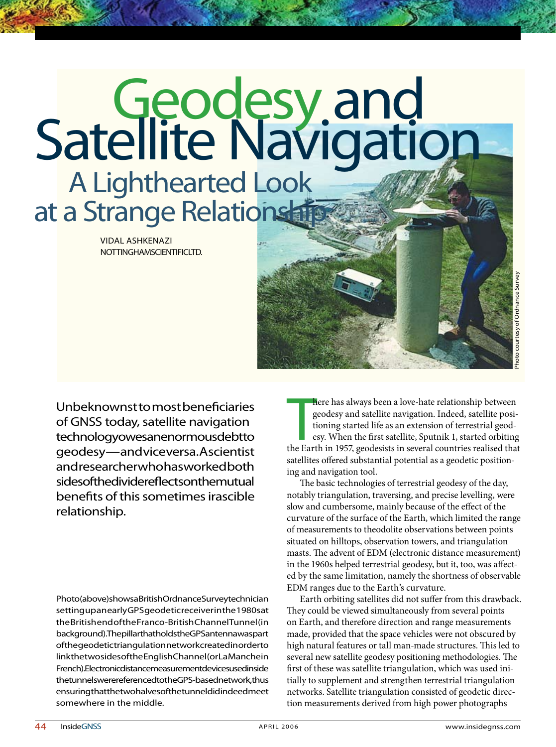# Geodesy and Satellite Navigation

## A Lighthearted Look at a Strange Relationship

VIDAL ASHKENAZI
NOTTINGHAM SCIENTIFIC LTD.

Photo courtesy of Ordnance Survey

**Unbeknownst to most beneficiaries of GNSS today, satellite navigation technology owes an enormous debt to geodesy — and vice versa. A scientist and researcher who has worked both sides of the divide reflects on the mutual benefits of this sometimes irascible relationship.**

Photo (above) shows a British Ordnance Survey technician setting up an early GPS geodetic receiver in the 1980s at the British end of the Franco-British Channel Tunnel (in background). The pillar that holds the GPS antenna was part of the geodetic triangulation network created in order to link the two sides of the English Channel (or La Manche in French). Electronic distance measurement devices used inside the tunnels were referenced to the GPS-based network, thus ensuring that the two halves of the tunnel did indeed meet somewhere in the middle.

There has always been a love-hate relationship between geodesy and satellite navigation. Indeed, satellite positioning started life as an extension of terrestrial geodesy. When the first satellite, Sputnik 1, started orbiting the Earth in 1957, geodesists in several countries realised that satellites offered substantial potential as a geodetic positioning and navigation tool.

The basic technologies of terrestrial geodesy of the day, notably triangulation, traversing, and precise levelling, were slow and cumbersome, mainly because of the effect of the curvature of the surface of the Earth, which limited the range of measurements to theodolite observations between points situated on hilltops, observation towers, and triangulation masts. The advent of EDM (electronic distance measurement) in the 1960s helped terrestrial geodesy, but it, too, was affected by the same limitation, namely the shortness of observable EDM ranges due to the Earth's curvature.

Earth orbiting satellites did not suffer from this drawback. They could be viewed simultaneously from several points on Earth, and therefore direction and range measurements made, provided that the space vehicles were not obscured by high natural features or tall man-made structures. This led to several new satellite geodesy positioning methodologies. The first of these was satellite triangulation, which was used initially to supplement and strengthen terrestrial triangulation networks. Satellite triangulation consisted of geodetic direction measurements derived from high power photographs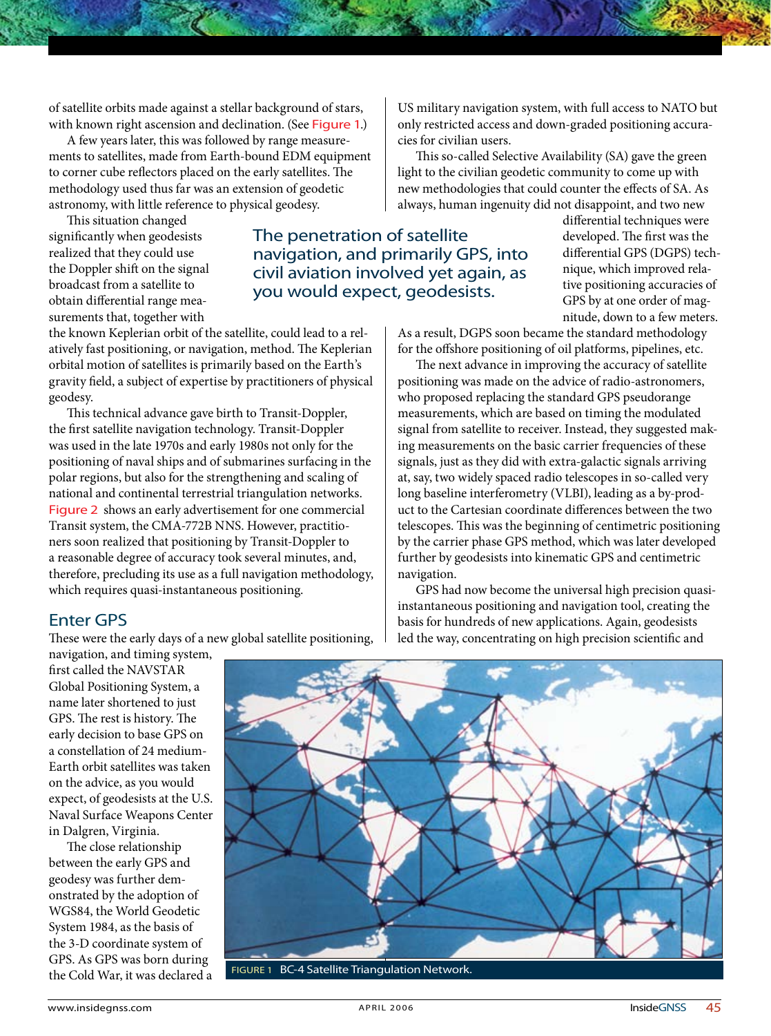of satellite orbits made against a stellar background of stars, with known right ascension and declination. (See Figure 1.)

A few years later, this was followed by range measurements to satellites, made from Earth-bound EDM equipment to corner cube reflectors placed on the early satellites. The methodology used thus far was an extension of geodetic astronomy, with little reference to physical geodesy.

This situation changed significantly when geodesists realized that they could use the Doppler shift on the signal broadcast from a satellite to obtain differential range measurements that, together with the known Keplerian orbit of the satellite, could lead to a relatively fast positioning, or navigation, method. The Keplerian orbital motion of satellites is primarily based on the Earth's gravity field, a subject of expertise by practitioners of physical geodesy.

This technical advance gave birth to Transit-Doppler, the first satellite navigation technology. Transit-Doppler was used in the late 1970s and early 1980s not only for the positioning of naval ships and of submarines surfacing in the polar regions, but also for the strengthening and scaling of national and continental terrestrial triangulation networks. Figure 2 shows an early advertisement for one commercial Transit system, the CMA-772B NNS. However, practitioners soon realized that positioning by Transit-Doppler to a reasonable degree of accuracy took several minutes, and, therefore, precluding its use as a full navigation methodology, which requires quasi-instantaneous positioning.

> The penetration of satellite navigation, and primarily GPS, into civil aviation involved yet again, as you would expect, geodesists.

## Enter GPS

These were the early days of a new global satellite positioning, navigation, and timing system, first called the NAVSTAR Global Positioning System, a name later shortened to just GPS. The rest is history. The early decision to base GPS on a constellation of 24 medium-Earth orbit satellites was taken on the advice, as you would expect, of geodesists at the U.S. Naval Surface Weapons Center in Dalgren, Virginia.

The close relationship between the early GPS and geodesy was further demonstrated by the adoption of WGS84, the World Geodetic System 1984, as the basis of the 3-D coordinate system of GPS. As GPS was born during the Cold War, it was declared a US military navigation system, with full access to NATO but only restricted access and down-graded positioning accuracies for civilian users.

This so-called Selective Availability (SA) gave the green light to the civilian geodetic community to come up with new methodologies that could counter the effects of SA. As always, human ingenuity did not disappoint, and two new differential techniques were developed. The first was the differential GPS (DGPS) technique, which improved relative positioning accuracies of GPS by at one order of magnitude, down to a few meters. As a result, DGPS soon became the standard methodology for the offshore positioning of oil platforms, pipelines, etc.

The next advance in improving the accuracy of satellite positioning was made on the advice of radio-astronomers, who proposed replacing the standard GPS pseudorange measurements, which are based on timing the modulated signal from satellite to receiver. Instead, they suggested making measurements on the basic carrier frequencies of these signals, just as they did with extra-galactic signals arriving at, say, two widely spaced radio telescopes in so-called very long baseline interferometry (VLBI), leading as a by-product to the Cartesian coordinate differences between the two telescopes. This was the beginning of centimetric positioning by the carrier phase GPS method, which was later developed further by geodesists into kinematic GPS and centimetric navigation.

GPS had now become the universal high precision quasi-instantaneous positioning and navigation tool, creating the basis for hundreds of new applications. Again, geodesists led the way, concentrating on high precision scientific and

FIGURE 1 BC-4 Satellite Triangulation Network.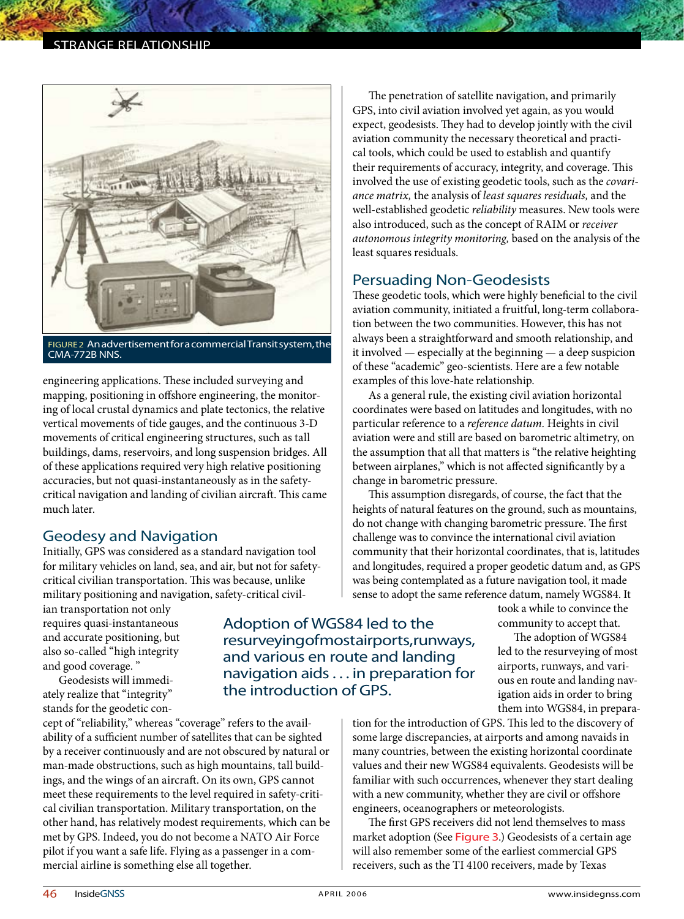FIGURE 2 An advertisement for a commercial Transit system, the CMA-772B NNS.

engineering applications. These included surveying and mapping, positioning in offshore engineering, the monitoring of local crustal dynamics and plate tectonics, the relative vertical movements of tide gauges, and the continuous 3-D movements of critical engineering structures, such as tall buildings, dams, reservoirs, and long suspension bridges. All of these applications required very high relative positioning accuracies, but not quasi-instantaneously as in the safety-critical navigation and landing of civilian aircraft. This came much later.

## Geodesy and Navigation

Initially, GPS was considered as a standard navigation tool for military vehicles on land, sea, and air, but not for safety-critical civilian transportation. This was because, unlike military positioning and navigation, safety-critical civilian transportation not only requires quasi-instantaneous and accurate positioning, but also so-called "high integrity and good coverage."

Geodesists will immediately realize that "integrity" stands for the geodetic concept of "reliability," whereas "coverage" refers to the availability of a sufficient number of satellites that can be sighted by a receiver continuously and are not obscured by natural or man-made obstructions, such as high mountains, tall buildings, and the wings of an aircraft. On its own, GPS cannot meet these requirements to the level required in safety-critical civilian transportation. Military transportation, on the other hand, has relatively modest requirements, which can be met by GPS. Indeed, you do not become a NATO Air Force pilot if you want a safe life. Flying as a passenger in a commercial airline is something else all together.

The penetration of satellite navigation, and primarily GPS, into civil aviation involved yet again, as you would expect, geodesists. They had to develop jointly with the civil aviation community the necessary theoretical and practical tools, which could be used to establish and quantify their requirements of accuracy, integrity, and coverage. This involved the use of existing geodetic tools, such as the *covariance matrix,* the analysis of *least squares residuals,* and the well-established geodetic *reliability* measures. New tools were also introduced, such as the concept of RAIM or *receiver autonomous integrity monitoring,* based on the analysis of the least squares residuals.

## Persuading Non-Geodesists

These geodetic tools, which were highly beneficial to the civil aviation community, initiated a fruitful, long-term collaboration between the two communities. However, this has not always been a straightforward and smooth relationship, and it involved — especially at the beginning — a deep suspicion of these "academic" geo-scientists. Here are a few notable examples of this love-hate relationship.

As a general rule, the existing civil aviation horizontal coordinates were based on latitudes and longitudes, with no particular reference to a *reference datum.* Heights in civil aviation were and still are based on barometric altimetry, on the assumption that all that matters is "the relative heighting between airplanes," which is not affected significantly by a change in barometric pressure.

This assumption disregards, of course, the fact that the heights of natural features on the ground, such as mountains, do not change with changing barometric pressure. The first challenge was to convince the international civil aviation community that their horizontal coordinates, that is, latitudes and longitudes, required a proper geodetic datum and, as GPS was being contemplated as a future navigation tool, it made sense to adopt the same reference datum, namely WGS84. It took a while to convince the community to accept that.

> Adoption of WGS84 led to the resurveying of most airports, runways, and various en route and landing navigation aids . . . in preparation for the introduction of GPS.

The adoption of WGS84 led to the resurveying of most airports, runways, and various en route and landing navigation aids in order to bring them into WGS84, in preparation for the introduction of GPS. This led to the discovery of some large discrepancies, at airports and among navaids in many countries, between the existing horizontal coordinate values and their new WGS84 equivalents. Geodesists will be familiar with such occurrences, whenever they start dealing with a new community, whether they are civil or offshore engineers, oceanographers or meteorologists.

The first GPS receivers did not lend themselves to mass market adoption (See Figure 3.) Geodesists of a certain age will also remember some of the earliest commercial GPS receivers, such as the TI 4100 receivers, made by Texas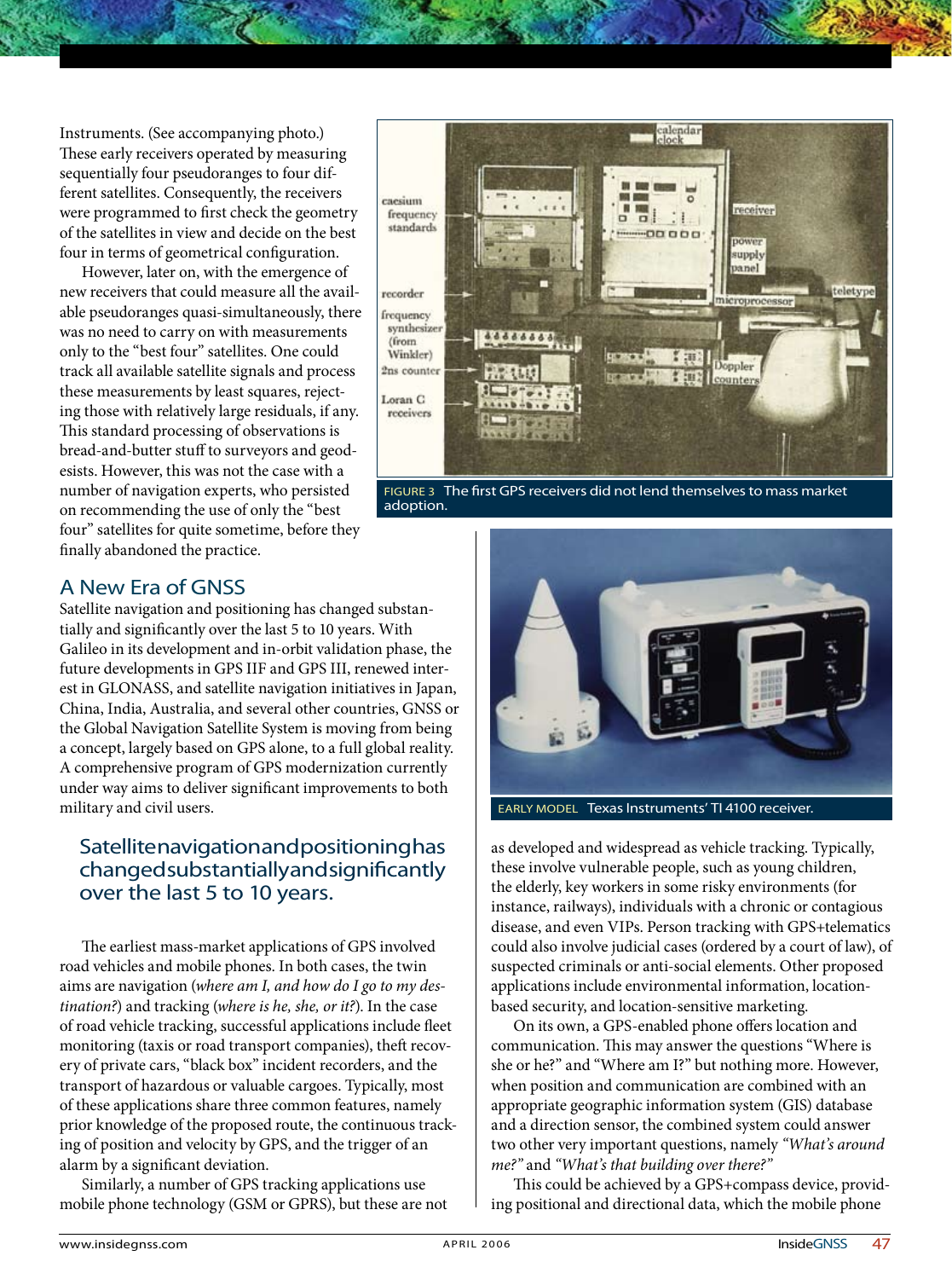Instruments. (See accompanying photo.) These early receivers operated by measuring sequentially four pseudoranges to four different satellites. Consequently, the receivers were programmed to first check the geometry of the satellites in view and decide on the best four in terms of geometrical configuration.

However, later on, with the emergence of new receivers that could measure all the available pseudoranges quasi-simultaneously, there was no need to carry on with measurements only to the "best four" satellites. One could track all available satellite signals and process these measurements by least squares, rejecting those with relatively large residuals, if any. This standard processing of observations is bread-and-butter stuff to surveyors and geodesists. However, this was not the case with a number of navigation experts, who persisted on recommending the use of only the "best four" satellites for quite sometime, before they finally abandoned the practice.

FIGURE 3 The first GPS receivers did not lend themselves to mass market adoption.

EARLY MODEL Texas Instruments' TI 4100 receiver.

## A New Era of GNSS

Satellite navigation and positioning has changed substantially and significantly over the last 5 to 10 years. With Galileo in its development and in-orbit validation phase, the future developments in GPS IIF and GPS III, renewed interest in GLONASS, and satellite navigation initiatives in Japan, China, India, Australia, and several other countries, GNSS or the Global Navigation Satellite System is moving from being a concept, largely based on GPS alone, to a full global reality. A comprehensive program of GPS modernization currently under way aims to deliver significant improvements to both military and civil users.

> Satellite navigation and positioning has changed substantially and significantly over the last 5 to 10 years.

The earliest mass-market applications of GPS involved road vehicles and mobile phones. In both cases, the twin aims are navigation (*where am I, and how do I go to my destination?*) and tracking (*where is he, she, or it?*). In the case of road vehicle tracking, successful applications include fleet monitoring (taxis or road transport companies), theft recovery of private cars, "black box" incident recorders, and the transport of hazardous or valuable cargoes. Typically, most of these applications share three common features, namely prior knowledge of the proposed route, the continuous tracking of position and velocity by GPS, and the trigger of an alarm by a significant deviation.

Similarly, a number of GPS tracking applications use mobile phone technology (GSM or GPRS), but these are not as developed and widespread as vehicle tracking. Typically, these involve vulnerable people, such as young children, the elderly, key workers in some risky environments (for instance, railways), individuals with a chronic or contagious disease, and even VIPs. Person tracking with GPS+telematics could also involve judicial cases (ordered by a court of law), of suspected criminals or anti-social elements. Other proposed applications include environmental information, location-based security, and location-sensitive marketing.

On its own, a GPS-enabled phone offers location and communication. This may answer the questions "Where is she or he?" and "Where am I?" but nothing more. However, when position and communication are combined with an appropriate geographic information system (GIS) database and a direction sensor, the combined system could answer two other very important questions, namely *"What's around me?"* and *"What's that building over there?"*

This could be achieved by a GPS+compass device, providing positional and directional data, which the mobile phone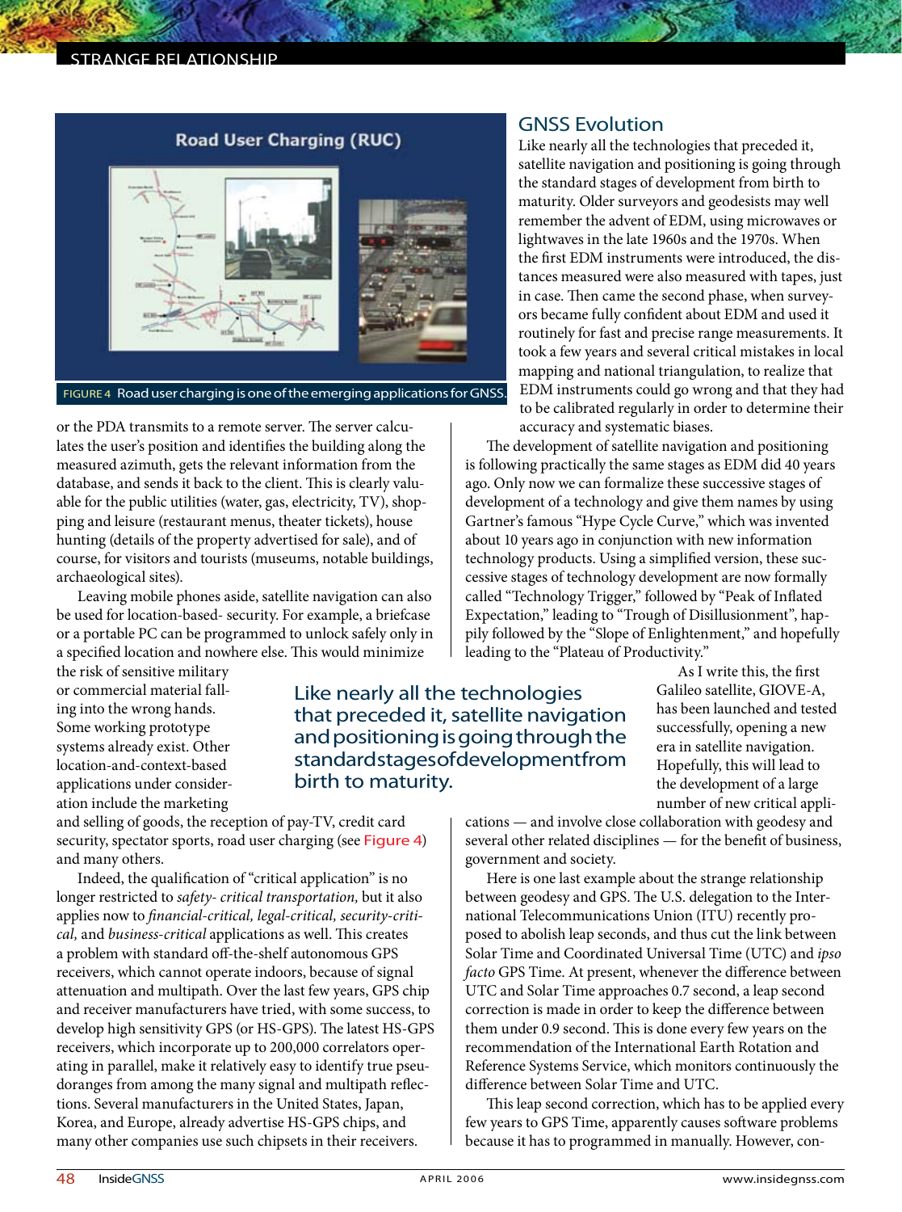FIGURE 4 Road user charging is one of the emerging applications for GNSS.

or the PDA transmits to a remote server. The server calculates the user's position and identifies the building along the measured azimuth, gets the relevant information from the database, and sends it back to the client. This is clearly valuable for the public utilities (water, gas, electricity, TV), shopping and leisure (restaurant menus, theater tickets), house hunting (details of the property advertised for sale), and of course, for visitors and tourists (museums, notable buildings, archaeological sites).

Leaving mobile phones aside, satellite navigation can also be used for location-based- security. For example, a briefcase or a portable PC can be programmed to unlock safely only in a specified location and nowhere else. This would minimize the risk of sensitive military or commercial material falling into the wrong hands. Some working prototype systems already exist. Other location-and-context-based applications under consideration include the marketing and selling of goods, the reception of pay-TV, credit card security, spectator sports, road user charging (see Figure 4) and many others.

Indeed, the qualification of "critical application" is no longer restricted to *safety- critical transportation,* but it also applies now to *financial-critical, legal-critical, security-critical,* and *business-critical* applications as well. This creates a problem with standard off-the-shelf autonomous GPS receivers, which cannot operate indoors, because of signal attenuation and multipath. Over the last few years, GPS chip and receiver manufacturers have tried, with some success, to develop high sensitivity GPS (or HS-GPS). The latest HS-GPS receivers, which incorporate up to 200,000 correlators operating in parallel, make it relatively easy to identify true pseudoranges from among the many signal and multipath reflections. Several manufacturers in the United States, Japan, Korea, and Europe, already advertise HS-GPS chips, and many other companies use such chipsets in their receivers.

## GNSS Evolution

Like nearly all the technologies that preceded it, satellite navigation and positioning is going through the standard stages of development from birth to maturity. Older surveyors and geodesists may well remember the advent of EDM, using microwaves or lightwaves in the late 1960s and the 1970s. When the first EDM instruments were introduced, the distances measured were also measured with tapes, just in case. Then came the second phase, when surveyors became fully confident about EDM and used it routinely for fast and precise range measurements. It took a few years and several critical mistakes in local mapping and national triangulation, to realize that EDM instruments could go wrong and that they had to be calibrated regularly in order to determine their accuracy and systematic biases.

The development of satellite navigation and positioning is following practically the same stages as EDM did 40 years ago. Only now we can formalize these successive stages of development of a technology and give them names by using Gartner's famous "Hype Cycle Curve," which was invented about 10 years ago in conjunction with new information technology products. Using a simplified version, these successive stages of technology development are now formally called "Technology Trigger," followed by "Peak of Inflated Expectation," leading to "Trough of Disillusionment," happily followed by the "Slope of Enlightenment," and hopefully leading to the "Plateau of Productivity."

> Like nearly all the technologies that preceded it, satellite navigation and positioning is going through the standard stages of development from birth to maturity.

As I write this, the first Galileo satellite, GIOVE-A, has been launched and tested successfully, opening a new era in satellite navigation. Hopefully, this will lead to the development of a large number of new critical applications — and involve close collaboration with geodesy and several other related disciplines — for the benefit of business, government and society.

Here is one last example about the strange relationship between geodesy and GPS. The U.S. delegation to the International Telecommunications Union (ITU) recently proposed to abolish leap seconds, and thus cut the link between Solar Time and Coordinated Universal Time (UTC) and *ipso facto* GPS Time. At present, whenever the difference between UTC and Solar Time approaches 0.7 second, a leap second correction is made in order to keep the difference between them under 0.9 second. This is done every few years on the recommendation of the International Earth Rotation and Reference Systems Service, which monitors continuously the difference between Solar Time and UTC.

This leap second correction, which has to be applied every few years to GPS Time, apparently causes software problems because it has to programmed in manually. However, con-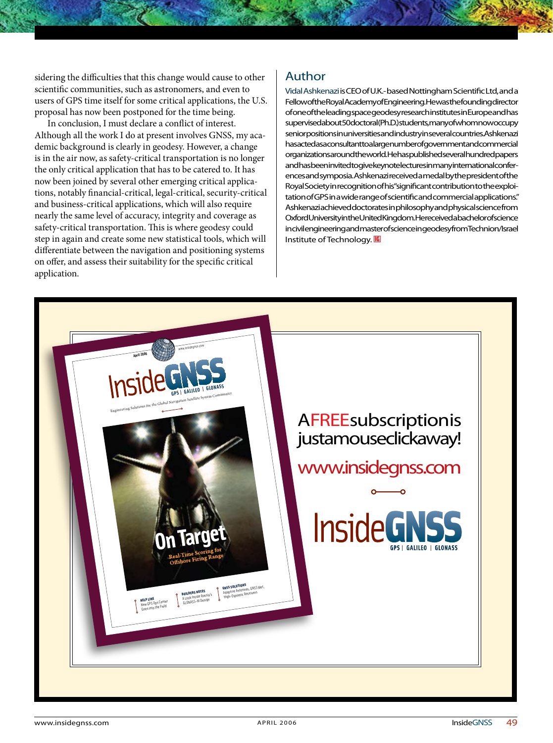sidering the difficulties that this change would cause to other scientific communities, such as astronomers, and even to users of GPS time itself for some critical applications, the U.S. proposal has now been postponed for the time being.

In conclusion, I must declare a conflict of interest. Although all the work I do at present involves GNSS, my academic background is clearly in geodesy. However, a change is in the air now, as safety-critical transportation is no longer the only critical application that has to be catered to. It has now been joined by several other emerging critical applications, notably financial-critical, legal-critical, security-critical and business-critical applications, which will also require nearly the same level of accuracy, integrity and coverage as safety-critical transportation. This is where geodesy could step in again and create some new statistical tools, which will differentiate between the navigation and positioning systems on offer, and assess their suitability for the specific critical application.

## Author

Vidal Ashkenazi is CEO of U.K.-based Nottingham Scientific Ltd, and a Fellow of the Royal Academy of Engineering. He was the founding director of one of the leading space geodesy research institutes in Europe and has supervised about 50 doctoral (Ph.D.) students, many of whom now occupy senior positions in universities and industry in several countries. Ashkenazi has acted as a consultant to a large number of government and commercial organizations around the world. He has published several hundred papers and has been invited to give keynote lectures in many international conferences and symposia. Ashkenazi received a medal by the president of the Royal Society in recognition of his "significant contribution to the exploitation of GPS in a wide range of scientific and commercial applications." Ashkenazi achieved doctorates in philosophy and physical science from Oxford University in the United Kingdom. He received a bachelor of science in civil engineering and master of science in geodesy from Technion/Israel Institute of Technology.

A FREE subscription is just a mouse click away!

www.insidegnss.com

InsideGNSS
GPS | GALILEO | GLONASS